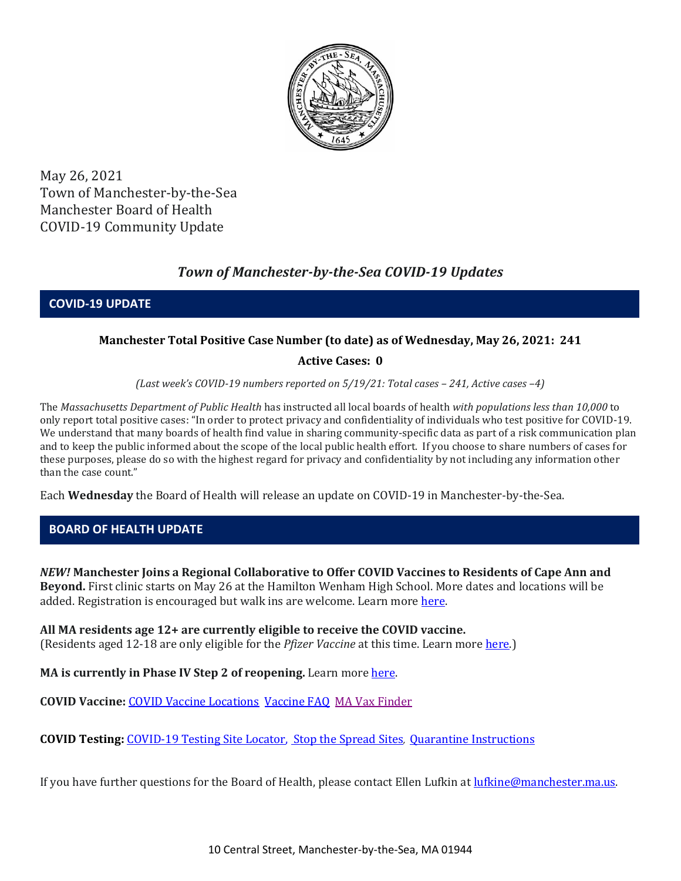May 26, 2021
Town of Manchester-by-the-Sea
Manchester Board of Health
COVID-19 Community Update

# *Town of Manchester-by-the-Sea COVID-19 Updates*

## COVID-19 UPDATE

**Manchester Total Positive Case Number (to date) as of Wednesday, May 26, 2021: 241**

**Active Cases: 0**

*(Last week's COVID-19 numbers reported on 5/19/21: Total cases – 241, Active cases –4)*

The *Massachusetts Department of Public Health* has instructed all local boards of health *with populations less than 10,000* to only report total positive cases: "In order to protect privacy and confidentiality of individuals who test positive for COVID-19. We understand that many boards of health find value in sharing community-specific data as part of a risk communication plan and to keep the public informed about the scope of the local public health effort. If you choose to share numbers of cases for these purposes, please do so with the highest regard for privacy and confidentiality by not including any information other than the case count."

Each **Wednesday** the Board of Health will release an update on COVID-19 in Manchester-by-the-Sea.

## BOARD OF HEALTH UPDATE

***NEW!*** **Manchester Joins a Regional Collaborative to Offer COVID Vaccines to Residents of Cape Ann and Beyond.** First clinic starts on May 26 at the Hamilton Wenham High School. More dates and locations will be added. Registration is encouraged but walk ins are welcome. Learn more here.

**All MA residents age 12+ are currently eligible to receive the COVID vaccine.**
(Residents aged 12-18 are only eligible for the *Pfizer Vaccine* at this time. Learn more here.)

**MA is currently in Phase IV Step 2 of reopening.** Learn more here.

**COVID Vaccine:** COVID Vaccine Locations Vaccine FAQ MA Vax Finder

**COVID Testing:** COVID-19 Testing Site Locator, Stop the Spread Sites, Quarantine Instructions

If you have further questions for the Board of Health, please contact Ellen Lufkin at lufkine@manchester.ma.us.

10 Central Street, Manchester-by-the-Sea, MA 01944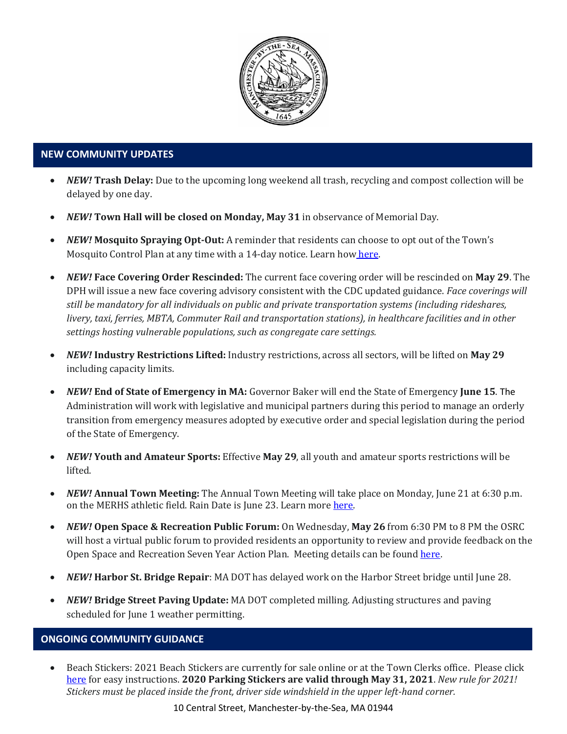## NEW COMMUNITY UPDATES

- ***NEW!* Trash Delay:** Due to the upcoming long weekend all trash, recycling and compost collection will be delayed by one day.
- ***NEW!* Town Hall will be closed on Monday, May 31** in observance of Memorial Day.
- ***NEW!* Mosquito Spraying Opt-Out:** A reminder that residents can choose to opt out of the Town's Mosquito Control Plan at any time with a 14-day notice. Learn how here.
- ***NEW!* Face Covering Order Rescinded:** The current face covering order will be rescinded on **May 29**. The DPH will issue a new face covering advisory consistent with the CDC updated guidance. *Face coverings will still be mandatory for all individuals on public and private transportation systems (including rideshares, livery, taxi, ferries, MBTA, Commuter Rail and transportation stations), in healthcare facilities and in other settings hosting vulnerable populations, such as congregate care settings.*
- ***NEW!* Industry Restrictions Lifted:** Industry restrictions, across all sectors, will be lifted on **May 29** including capacity limits.
- ***NEW!* End of State of Emergency in MA:** Governor Baker will end the State of Emergency **June 15**. The Administration will work with legislative and municipal partners during this period to manage an orderly transition from emergency measures adopted by executive order and special legislation during the period of the State of Emergency.
- ***NEW!* Youth and Amateur Sports:** Effective **May 29**, all youth and amateur sports restrictions will be lifted.
- ***NEW!* Annual Town Meeting:** The Annual Town Meeting will take place on Monday, June 21 at 6:30 p.m. on the MERHS athletic field. Rain Date is June 23. Learn more here.
- ***NEW!* Open Space & Recreation Public Forum:** On Wednesday, **May 26** from 6:30 PM to 8 PM the OSRC will host a virtual public forum to provided residents an opportunity to review and provide feedback on the Open Space and Recreation Seven Year Action Plan. Meeting details can be found here.
- ***NEW!* Harbor St. Bridge Repair**: MA DOT has delayed work on the Harbor Street bridge until June 28.
- ***NEW!* Bridge Street Paving Update:** MA DOT completed milling. Adjusting structures and paving scheduled for June 1 weather permitting.

## ONGOING COMMUNITY GUIDANCE

- Beach Stickers: 2021 Beach Stickers are currently for sale online or at the Town Clerks office. Please click here for easy instructions. **2020 Parking Stickers are valid through May 31, 2021**. *New rule for 2021! Stickers must be placed inside the front, driver side windshield in the upper left-hand corner.*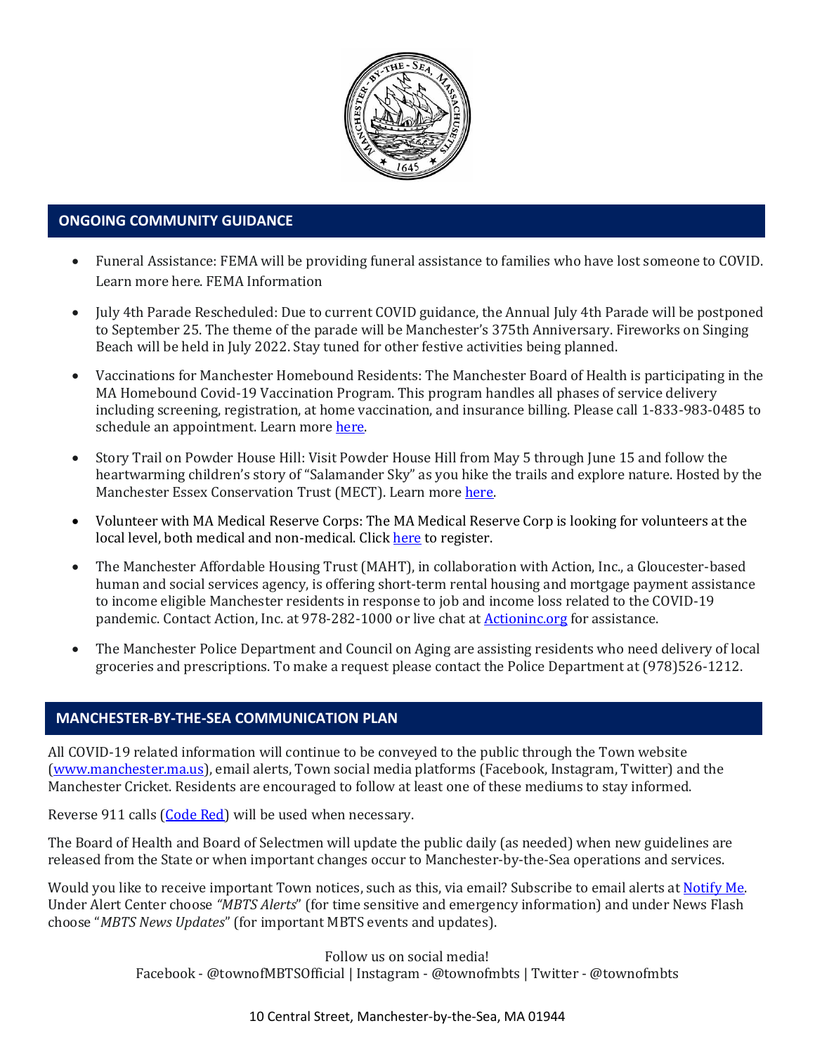## ONGOING COMMUNITY GUIDANCE

- Funeral Assistance: FEMA will be providing funeral assistance to families who have lost someone to COVID. Learn more here. FEMA Information
- July 4th Parade Rescheduled: Due to current COVID guidance, the Annual July 4th Parade will be postponed to September 25. The theme of the parade will be Manchester's 375th Anniversary. Fireworks on Singing Beach will be held in July 2022. Stay tuned for other festive activities being planned.
- Vaccinations for Manchester Homebound Residents: The Manchester Board of Health is participating in the MA Homebound Covid-19 Vaccination Program. This program handles all phases of service delivery including screening, registration, at home vaccination, and insurance billing. Please call 1-833-983-0485 to schedule an appointment. Learn more here.
- Story Trail on Powder House Hill: Visit Powder House Hill from May 5 through June 15 and follow the heartwarming children's story of "Salamander Sky" as you hike the trails and explore nature. Hosted by the Manchester Essex Conservation Trust (MECT). Learn more here.
- Volunteer with MA Medical Reserve Corps: The MA Medical Reserve Corp is looking for volunteers at the local level, both medical and non-medical. Click here to register.
- The Manchester Affordable Housing Trust (MAHT), in collaboration with Action, Inc., a Gloucester-based human and social services agency, is offering short-term rental housing and mortgage payment assistance to income eligible Manchester residents in response to job and income loss related to the COVID-19 pandemic. Contact Action, Inc. at 978-282-1000 or live chat at Actioninc.org for assistance.
- The Manchester Police Department and Council on Aging are assisting residents who need delivery of local groceries and prescriptions. To make a request please contact the Police Department at (978)526-1212.

## MANCHESTER-BY-THE-SEA COMMUNICATION PLAN

All COVID-19 related information will continue to be conveyed to the public through the Town website (www.manchester.ma.us), email alerts, Town social media platforms (Facebook, Instagram, Twitter) and the Manchester Cricket. Residents are encouraged to follow at least one of these mediums to stay informed.

Reverse 911 calls (Code Red) will be used when necessary.

The Board of Health and Board of Selectmen will update the public daily (as needed) when new guidelines are released from the State or when important changes occur to Manchester-by-the-Sea operations and services.

Would you like to receive important Town notices, such as this, via email? Subscribe to email alerts at Notify Me. Under Alert Center choose *"MBTS Alerts*" (for time sensitive and emergency information) and under News Flash choose "*MBTS News Updates*" (for important MBTS events and updates).

Follow us on social media!
Facebook - @townofMBTSOfficial | Instagram - @townofmbts | Twitter - @townofmbts

10 Central Street, Manchester-by-the-Sea, MA 01944